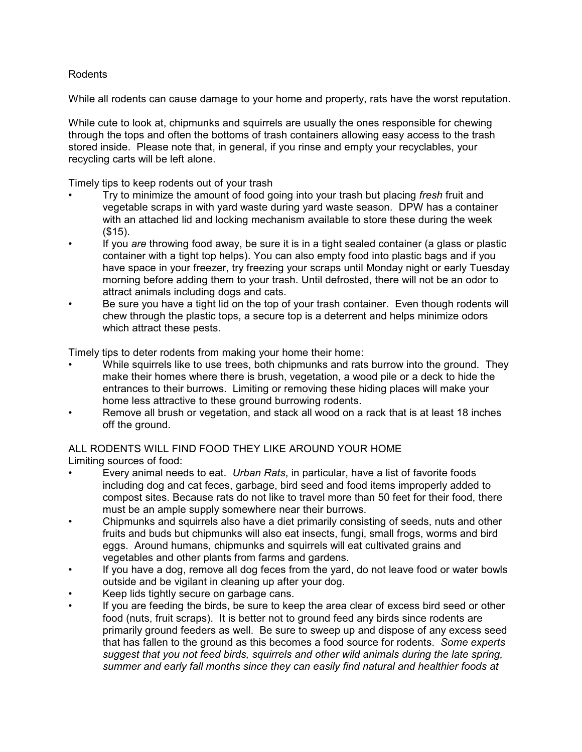# Rodents

While all rodents can cause damage to your home and property, rats have the worst reputation.

While cute to look at, chipmunks and squirrels are usually the ones responsible for chewing through the tops and often the bottoms of trash containers allowing easy access to the trash stored inside. Please note that, in general, if you rinse and empty your recyclables, your recycling carts will be left alone.

## Timely tips to keep rodents out of your trash

- Try to minimize the amount of food going into your trash but placing *fresh* fruit and vegetable scraps in with yard waste during yard waste season. DPW has a container with an attached lid and locking mechanism available to store these during the week ($15).
- If you *are* throwing food away, be sure it is in a tight sealed container (a glass or plastic container with a tight top helps). You can also empty food into plastic bags and if you have space in your freezer, try freezing your scraps until Monday night or early Tuesday morning before adding them to your trash. Until defrosted, there will not be an odor to attract animals including dogs and cats.
- Be sure you have a tight lid on the top of your trash container. Even though rodents will chew through the plastic tops, a secure top is a deterrent and helps minimize odors which attract these pests.

## Timely tips to deter rodents from making your home their home:

- While squirrels like to use trees, both chipmunks and rats burrow into the ground. They make their homes where there is brush, vegetation, a wood pile or a deck to hide the entrances to their burrows. Limiting or removing these hiding places will make your home less attractive to these ground burrowing rodents.
- Remove all brush or vegetation, and stack all wood on a rack that is at least 18 inches off the ground.

## ALL RODENTS WILL FIND FOOD THEY LIKE AROUND YOUR HOME

Limiting sources of food:

- Every animal needs to eat. *Urban Rats*, in particular, have a list of favorite foods including dog and cat feces, garbage, bird seed and food items improperly added to compost sites. Because rats do not like to travel more than 50 feet for their food, there must be an ample supply somewhere near their burrows.
- Chipmunks and squirrels also have a diet primarily consisting of seeds, nuts and other fruits and buds but chipmunks will also eat insects, fungi, small frogs, worms and bird eggs. Around humans, chipmunks and squirrels will eat cultivated grains and vegetables and other plants from farms and gardens.
- If you have a dog, remove all dog feces from the yard, do not leave food or water bowls outside and be vigilant in cleaning up after your dog.
- Keep lids tightly secure on garbage cans.
- If you are feeding the birds, be sure to keep the area clear of excess bird seed or other food (nuts, fruit scraps). It is better not to ground feed any birds since rodents are primarily ground feeders as well. Be sure to sweep up and dispose of any excess seed that has fallen to the ground as this becomes a food source for rodents. *Some experts suggest that you not feed birds, squirrels and other wild animals during the late spring, summer and early fall months since they can easily find natural and healthier foods at*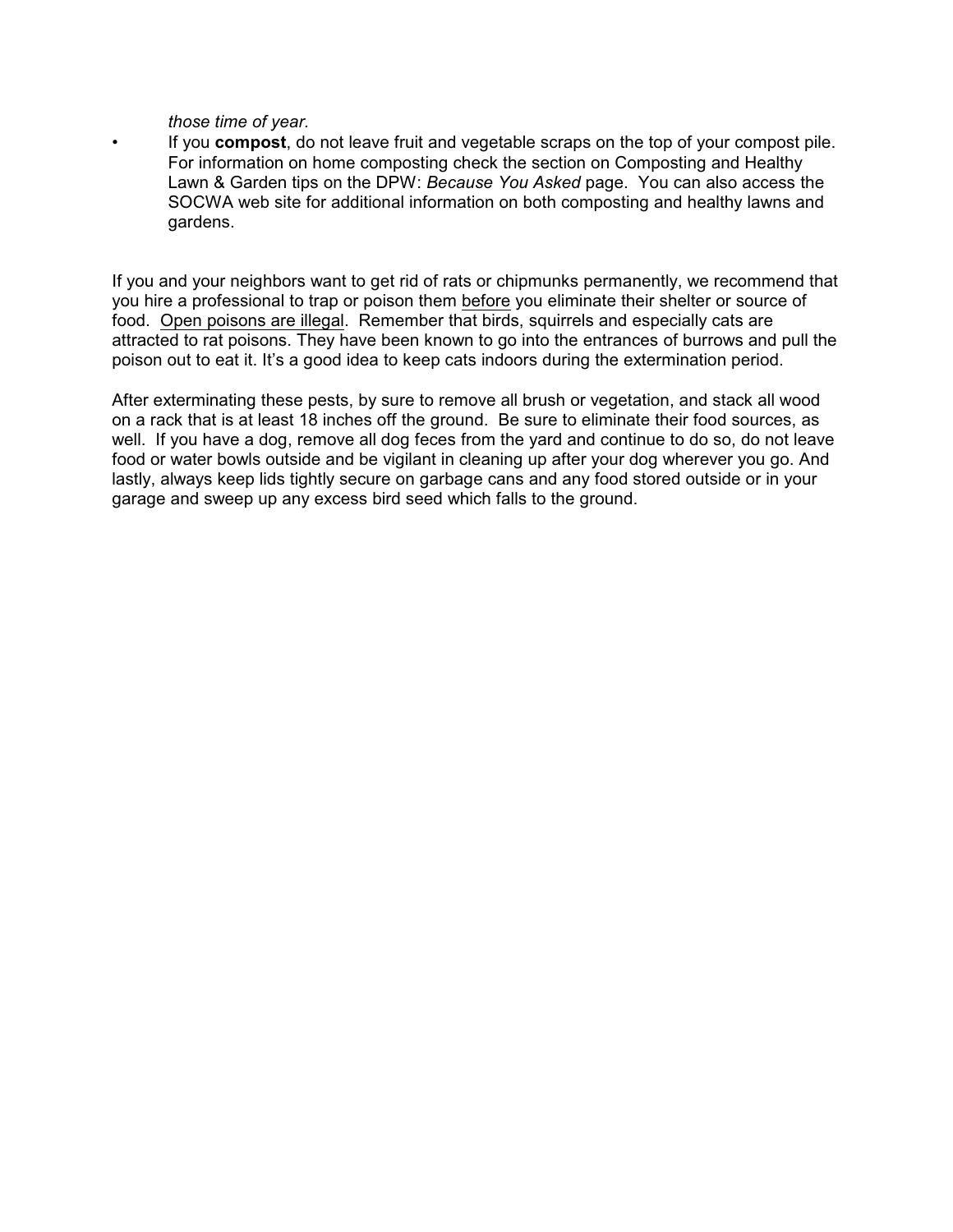*those time of year.*

- If you **compost**, do not leave fruit and vegetable scraps on the top of your compost pile. For information on home composting check the section on Composting and Healthy Lawn & Garden tips on the DPW: *Because You Asked* page. You can also access the SOCWA web site for additional information on both composting and healthy lawns and gardens.

If you and your neighbors want to get rid of rats or chipmunks permanently, we recommend that you hire a professional to trap or poison them <u>before</u> you eliminate their shelter or source of food. <u>Open poisons are illegal</u>. Remember that birds, squirrels and especially cats are attracted to rat poisons. They have been known to go into the entrances of burrows and pull the poison out to eat it. It's a good idea to keep cats indoors during the extermination period.

After exterminating these pests, by sure to remove all brush or vegetation, and stack all wood on a rack that is at least 18 inches off the ground. Be sure to eliminate their food sources, as well. If you have a dog, remove all dog feces from the yard and continue to do so, do not leave food or water bowls outside and be vigilant in cleaning up after your dog wherever you go. And lastly, always keep lids tightly secure on garbage cans and any food stored outside or in your garage and sweep up any excess bird seed which falls to the ground.